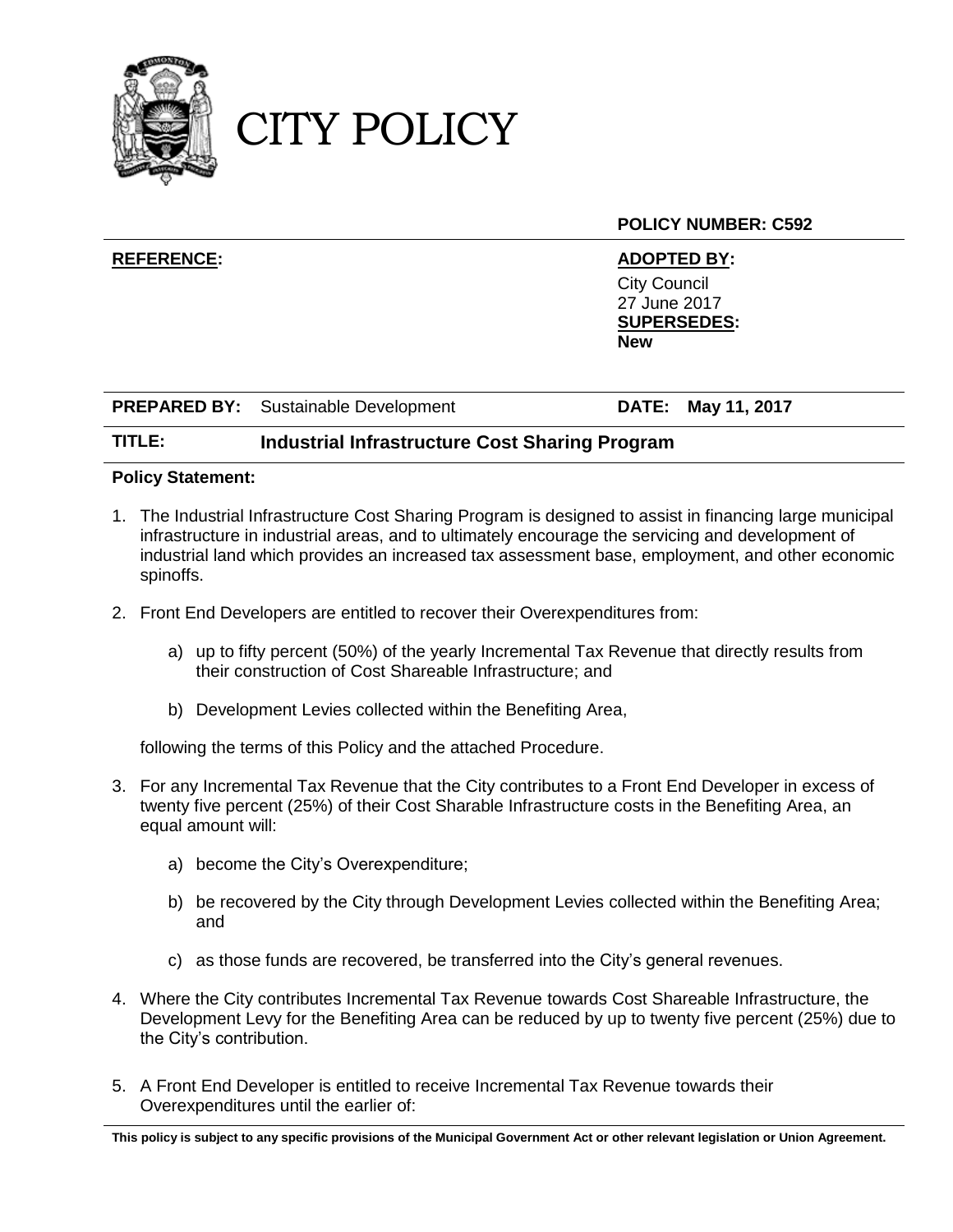# CITY POLICY

**POLICY NUMBER: C592**

**REFERENCE:**

**ADOPTED BY:**
City Council
27 June 2017

**SUPERSEDES:**
**New**

**PREPARED BY:** Sustainable Development

**DATE: May 11, 2017**

**TITLE: Industrial Infrastructure Cost Sharing Program**

**Policy Statement:**

1. The Industrial Infrastructure Cost Sharing Program is designed to assist in financing large municipal infrastructure in industrial areas, and to ultimately encourage the servicing and development of industrial land which provides an increased tax assessment base, employment, and other economic spinoffs.

2. Front End Developers are entitled to recover their Overexpenditures from:

   a) up to fifty percent (50%) of the yearly Incremental Tax Revenue that directly results from their construction of Cost Shareable Infrastructure; and

   b) Development Levies collected within the Benefiting Area,

   following the terms of this Policy and the attached Procedure.

3. For any Incremental Tax Revenue that the City contributes to a Front End Developer in excess of twenty five percent (25%) of their Cost Sharable Infrastructure costs in the Benefiting Area, an equal amount will:

   a) become the City's Overexpenditure;

   b) be recovered by the City through Development Levies collected within the Benefiting Area; and

   c) as those funds are recovered, be transferred into the City's general revenues.

4. Where the City contributes Incremental Tax Revenue towards Cost Shareable Infrastructure, the Development Levy for the Benefiting Area can be reduced by up to twenty five percent (25%) due to the City's contribution.

5. A Front End Developer is entitled to receive Incremental Tax Revenue towards their Overexpenditures until the earlier of:

This policy is subject to any specific provisions of the Municipal Government Act or other relevant legislation or Union Agreement.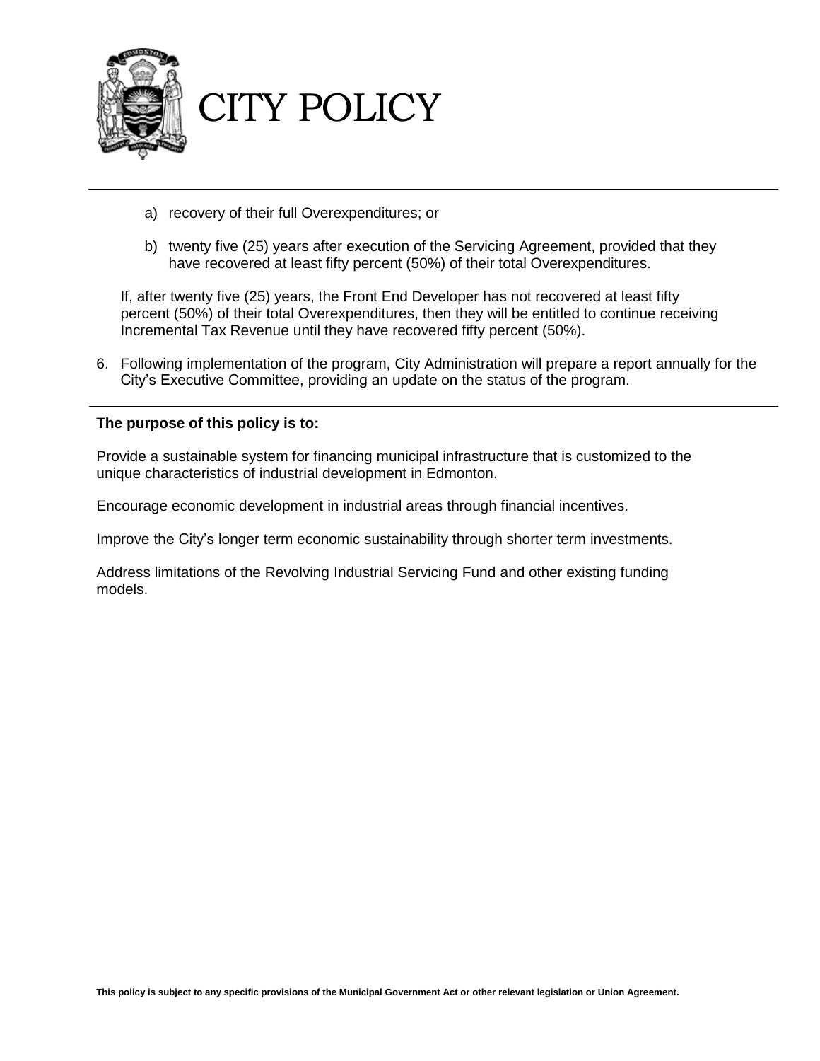a) recovery of their full Overexpenditures; or

b) twenty five (25) years after execution of the Servicing Agreement, provided that they have recovered at least fifty percent (50%) of their total Overexpenditures.

If, after twenty five (25) years, the Front End Developer has not recovered at least fifty percent (50%) of their total Overexpenditures, then they will be entitled to continue receiving Incremental Tax Revenue until they have recovered fifty percent (50%).

6. Following implementation of the program, City Administration will prepare a report annually for the City's Executive Committee, providing an update on the status of the program.

**The purpose of this policy is to:**

Provide a sustainable system for financing municipal infrastructure that is customized to the unique characteristics of industrial development in Edmonton.

Encourage economic development in industrial areas through financial incentives.

Improve the City's longer term economic sustainability through shorter term investments.

Address limitations of the Revolving Industrial Servicing Fund and other existing funding models.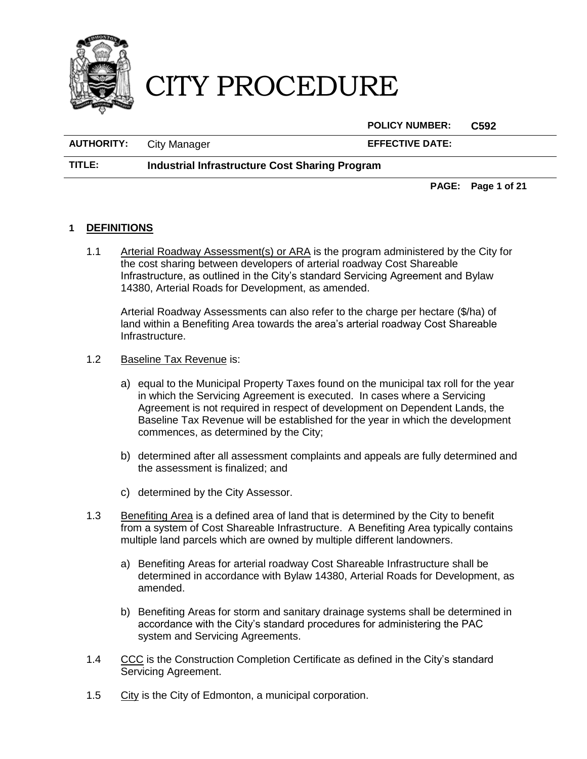# CITY PROCEDURE

| | | | |
|---|---|---|---|
| | | **POLICY NUMBER:** | **C592** |
| **AUTHORITY:** | City Manager | **EFFECTIVE DATE:** | |
| **TITLE:** | **Industrial Infrastructure Cost Sharing Program** | | |

## 1 DEFINITIONS

1.1 Arterial Roadway Assessment(s) or ARA is the program administered by the City for the cost sharing between developers of arterial roadway Cost Shareable Infrastructure, as outlined in the City's standard Servicing Agreement and Bylaw 14380, Arterial Roads for Development, as amended.

Arterial Roadway Assessments can also refer to the charge per hectare ($/ha) of land within a Benefiting Area towards the area's arterial roadway Cost Shareable Infrastructure.

1.2 Baseline Tax Revenue is:

a) equal to the Municipal Property Taxes found on the municipal tax roll for the year in which the Servicing Agreement is executed. In cases where a Servicing Agreement is not required in respect of development on Dependent Lands, the Baseline Tax Revenue will be established for the year in which the development commences, as determined by the City;

b) determined after all assessment complaints and appeals are fully determined and the assessment is finalized; and

c) determined by the City Assessor.

1.3 Benefiting Area is a defined area of land that is determined by the City to benefit from a system of Cost Shareable Infrastructure. A Benefiting Area typically contains multiple land parcels which are owned by multiple different landowners.

a) Benefiting Areas for arterial roadway Cost Shareable Infrastructure shall be determined in accordance with Bylaw 14380, Arterial Roads for Development, as amended.

b) Benefiting Areas for storm and sanitary drainage systems shall be determined in accordance with the City's standard procedures for administering the PAC system and Servicing Agreements.

1.4 CCC is the Construction Completion Certificate as defined in the City's standard Servicing Agreement.

1.5 City is the City of Edmonton, a municipal corporation.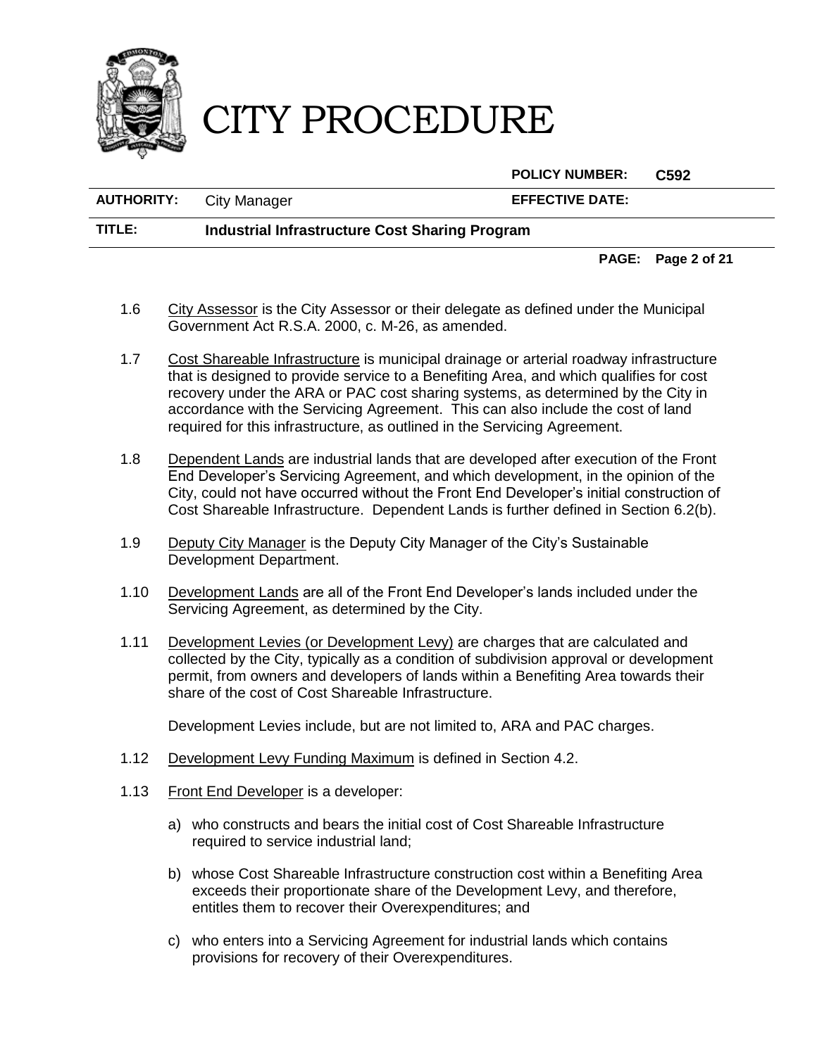1.6 City Assessor is the City Assessor or their delegate as defined under the Municipal Government Act R.S.A. 2000, c. M-26, as amended.

1.7 Cost Shareable Infrastructure is municipal drainage or arterial roadway infrastructure that is designed to provide service to a Benefiting Area, and which qualifies for cost recovery under the ARA or PAC cost sharing systems, as determined by the City in accordance with the Servicing Agreement. This can also include the cost of land required for this infrastructure, as outlined in the Servicing Agreement.

1.8 Dependent Lands are industrial lands that are developed after execution of the Front End Developer's Servicing Agreement, and which development, in the opinion of the City, could not have occurred without the Front End Developer's initial construction of Cost Shareable Infrastructure. Dependent Lands is further defined in Section 6.2(b).

1.9 Deputy City Manager is the Deputy City Manager of the City's Sustainable Development Department.

1.10 Development Lands are all of the Front End Developer's lands included under the Servicing Agreement, as determined by the City.

1.11 Development Levies (or Development Levy) are charges that are calculated and collected by the City, typically as a condition of subdivision approval or development permit, from owners and developers of lands within a Benefiting Area towards their share of the cost of Cost Shareable Infrastructure.

Development Levies include, but are not limited to, ARA and PAC charges.

1.12 Development Levy Funding Maximum is defined in Section 4.2.

1.13 Front End Developer is a developer:

a) who constructs and bears the initial cost of Cost Shareable Infrastructure required to service industrial land;

b) whose Cost Shareable Infrastructure construction cost within a Benefiting Area exceeds their proportionate share of the Development Levy, and therefore, entitles them to recover their Overexpenditures; and

c) who enters into a Servicing Agreement for industrial lands which contains provisions for recovery of their Overexpenditures.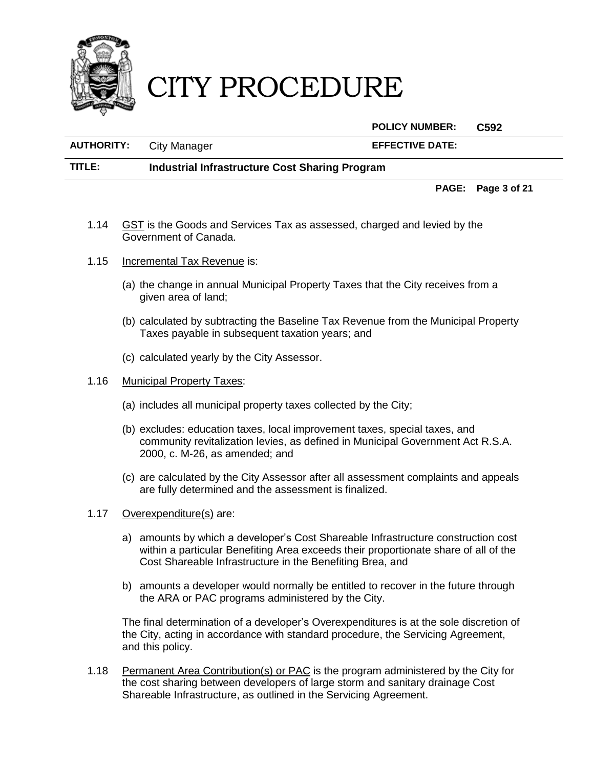1.14 GST is the Goods and Services Tax as assessed, charged and levied by the Government of Canada.

1.15 Incremental Tax Revenue is:

(a) the change in annual Municipal Property Taxes that the City receives from a given area of land;

(b) calculated by subtracting the Baseline Tax Revenue from the Municipal Property Taxes payable in subsequent taxation years; and

(c) calculated yearly by the City Assessor.

1.16 Municipal Property Taxes:

(a) includes all municipal property taxes collected by the City;

(b) excludes: education taxes, local improvement taxes, special taxes, and community revitalization levies, as defined in Municipal Government Act R.S.A. 2000, c. M-26, as amended; and

(c) are calculated by the City Assessor after all assessment complaints and appeals are fully determined and the assessment is finalized.

1.17 Overexpenditure(s) are:

a) amounts by which a developer's Cost Shareable Infrastructure construction cost within a particular Benefiting Area exceeds their proportionate share of all of the Cost Shareable Infrastructure in the Benefiting Brea, and

b) amounts a developer would normally be entitled to recover in the future through the ARA or PAC programs administered by the City.

The final determination of a developer's Overexpenditures is at the sole discretion of the City, acting in accordance with standard procedure, the Servicing Agreement, and this policy.

1.18 Permanent Area Contribution(s) or PAC is the program administered by the City for the cost sharing between developers of large storm and sanitary drainage Cost Shareable Infrastructure, as outlined in the Servicing Agreement.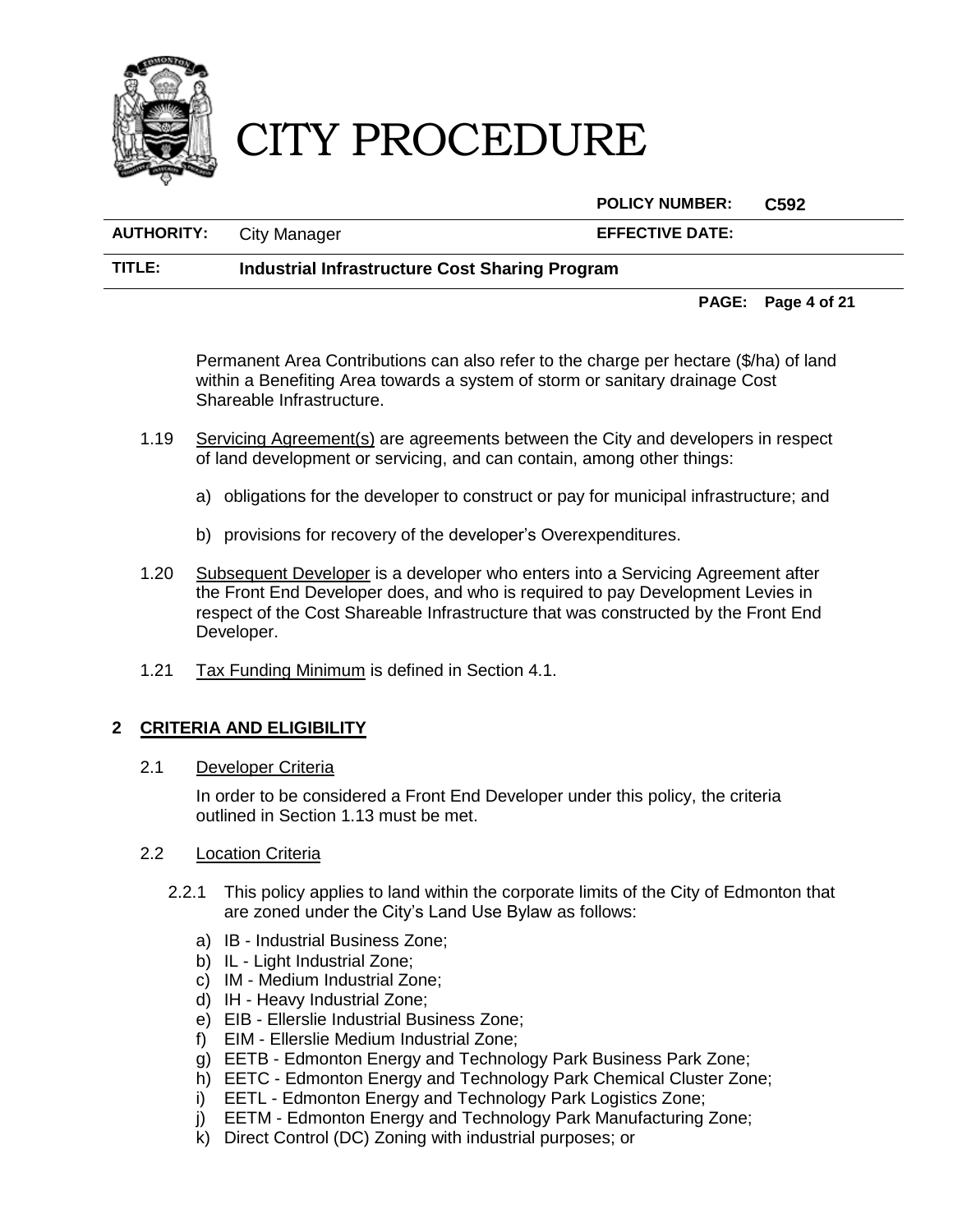Permanent Area Contributions can also refer to the charge per hectare ($/ha) of land within a Benefiting Area towards a system of storm or sanitary drainage Cost Shareable Infrastructure.

1.19 Servicing Agreement(s) are agreements between the City and developers in respect of land development or servicing, and can contain, among other things:

a) obligations for the developer to construct or pay for municipal infrastructure; and

b) provisions for recovery of the developer's Overexpenditures.

1.20 Subsequent Developer is a developer who enters into a Servicing Agreement after the Front End Developer does, and who is required to pay Development Levies in respect of the Cost Shareable Infrastructure that was constructed by the Front End Developer.

1.21 Tax Funding Minimum is defined in Section 4.1.

## 2 CRITERIA AND ELIGIBILITY

2.1 Developer Criteria

In order to be considered a Front End Developer under this policy, the criteria outlined in Section 1.13 must be met.

2.2 Location Criteria

2.2.1 This policy applies to land within the corporate limits of the City of Edmonton that are zoned under the City's Land Use Bylaw as follows:

a) IB - Industrial Business Zone;
b) IL - Light Industrial Zone;
c) IM - Medium Industrial Zone;
d) IH - Heavy Industrial Zone;
e) EIB - Ellerslie Industrial Business Zone;
f) EIM - Ellerslie Medium Industrial Zone;
g) EETB - Edmonton Energy and Technology Park Business Park Zone;
h) EETC - Edmonton Energy and Technology Park Chemical Cluster Zone;
i) EETL - Edmonton Energy and Technology Park Logistics Zone;
j) EETM - Edmonton Energy and Technology Park Manufacturing Zone;
k) Direct Control (DC) Zoning with industrial purposes; or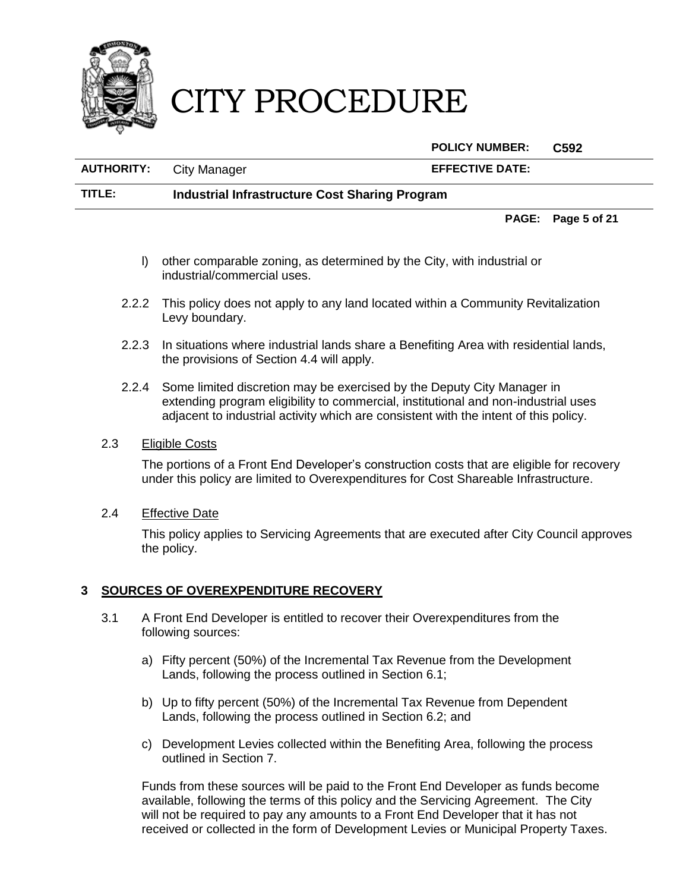l) other comparable zoning, as determined by the City, with industrial or industrial/commercial uses.

2.2.2 This policy does not apply to any land located within a Community Revitalization Levy boundary.

2.2.3 In situations where industrial lands share a Benefiting Area with residential lands, the provisions of Section 4.4 will apply.

2.2.4 Some limited discretion may be exercised by the Deputy City Manager in extending program eligibility to commercial, institutional and non-industrial uses adjacent to industrial activity which are consistent with the intent of this policy.

2.3 Eligible Costs

The portions of a Front End Developer's construction costs that are eligible for recovery under this policy are limited to Overexpenditures for Cost Shareable Infrastructure.

2.4 Effective Date

This policy applies to Servicing Agreements that are executed after City Council approves the policy.

## 3 SOURCES OF OVEREXPENDITURE RECOVERY

3.1 A Front End Developer is entitled to recover their Overexpenditures from the following sources:

a) Fifty percent (50%) of the Incremental Tax Revenue from the Development Lands, following the process outlined in Section 6.1;

b) Up to fifty percent (50%) of the Incremental Tax Revenue from Dependent Lands, following the process outlined in Section 6.2; and

c) Development Levies collected within the Benefiting Area, following the process outlined in Section 7.

Funds from these sources will be paid to the Front End Developer as funds become available, following the terms of this policy and the Servicing Agreement. The City will not be required to pay any amounts to a Front End Developer that it has not received or collected in the form of Development Levies or Municipal Property Taxes.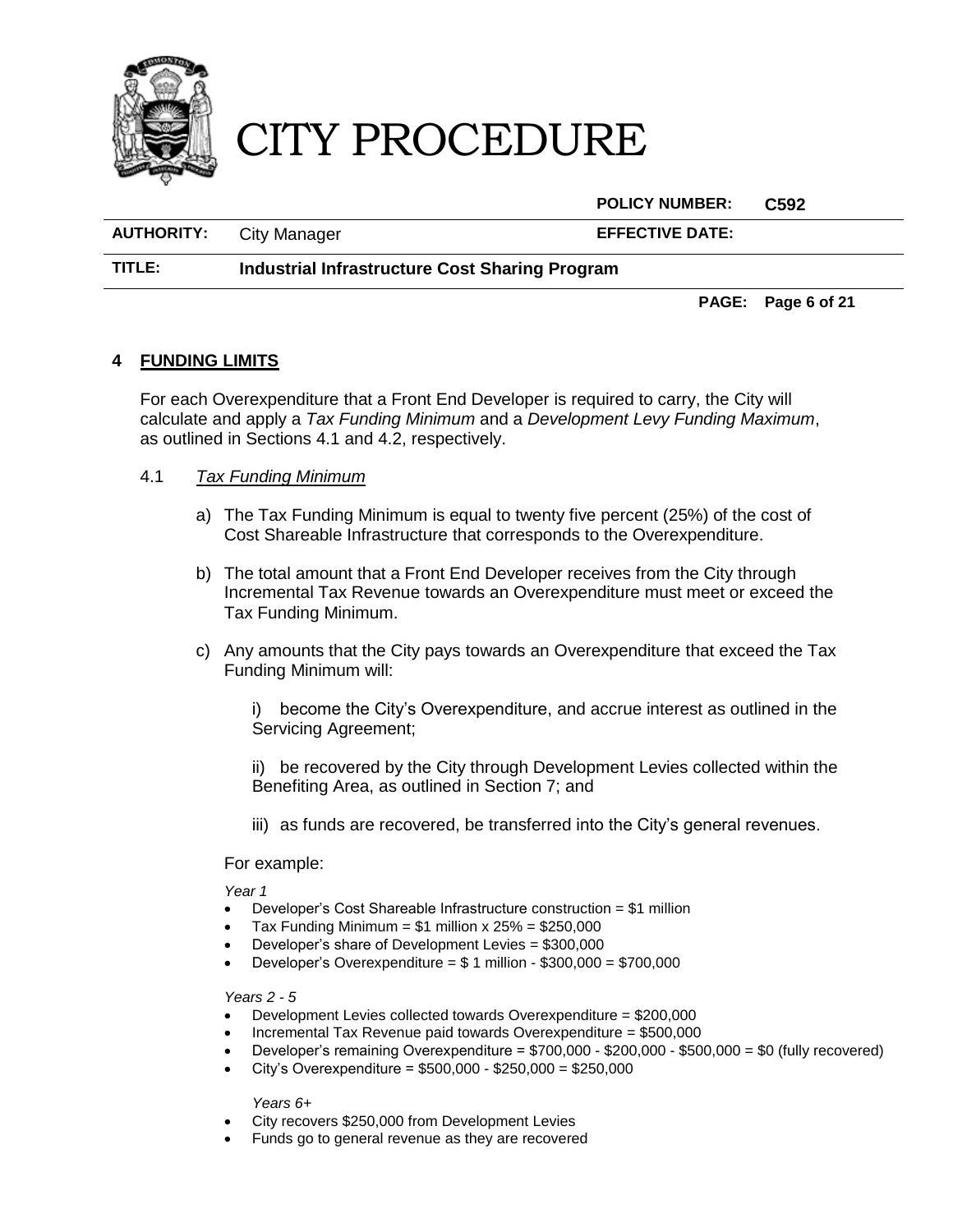## 4 FUNDING LIMITS

For each Overexpenditure that a Front End Developer is required to carry, the City will calculate and apply a *Tax Funding Minimum* and a *Development Levy Funding Maximum*, as outlined in Sections 4.1 and 4.2, respectively.

### 4.1 *Tax Funding Minimum*

a) The Tax Funding Minimum is equal to twenty five percent (25%) of the cost of Cost Shareable Infrastructure that corresponds to the Overexpenditure.

b) The total amount that a Front End Developer receives from the City through Incremental Tax Revenue towards an Overexpenditure must meet or exceed the Tax Funding Minimum.

c) Any amounts that the City pays towards an Overexpenditure that exceed the Tax Funding Minimum will:

i) become the City's Overexpenditure, and accrue interest as outlined in the Servicing Agreement;

ii) be recovered by the City through Development Levies collected within the Benefiting Area, as outlined in Section 7; and

iii) as funds are recovered, be transferred into the City's general revenues.

For example:

*Year 1*

- Developer's Cost Shareable Infrastructure construction = $1 million
- Tax Funding Minimum = $1 million x 25% = $250,000
- Developer's share of Development Levies = $300,000
- Developer's Overexpenditure = $ 1 million - $300,000 = $700,000

*Years 2 - 5*

- Development Levies collected towards Overexpenditure = $200,000
- Incremental Tax Revenue paid towards Overexpenditure = $500,000
- Developer's remaining Overexpenditure = $700,000 - $200,000 - $500,000 = $0 (fully recovered)
- City's Overexpenditure = $500,000 - $250,000 = $250,000

*Years 6+*

- City recovers $250,000 from Development Levies
- Funds go to general revenue as they are recovered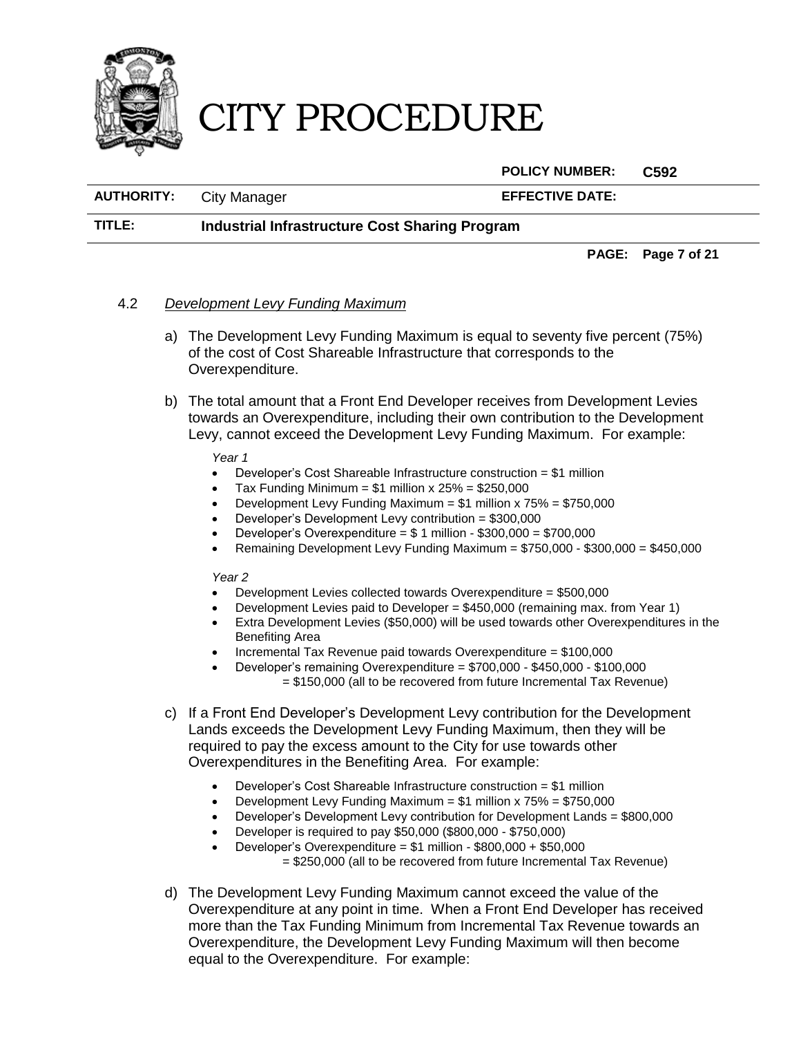4.2 *Development Levy Funding Maximum*

a) The Development Levy Funding Maximum is equal to seventy five percent (75%) of the cost of Cost Shareable Infrastructure that corresponds to the Overexpenditure.

b) The total amount that a Front End Developer receives from Development Levies towards an Overexpenditure, including their own contribution to the Development Levy, cannot exceed the Development Levy Funding Maximum. For example:

*Year 1*

- Developer's Cost Shareable Infrastructure construction = $1 million
- Tax Funding Minimum = $1 million x 25% = $250,000
- Development Levy Funding Maximum = $1 million x 75% = $750,000
- Developer's Development Levy contribution = $300,000
- Developer's Overexpenditure = $ 1 million - $300,000 = $700,000
- Remaining Development Levy Funding Maximum = $750,000 - $300,000 = $450,000

*Year 2*

- Development Levies collected towards Overexpenditure = $500,000
- Development Levies paid to Developer = $450,000 (remaining max. from Year 1)
- Extra Development Levies ($50,000) will be used towards other Overexpenditures in the Benefiting Area
- Incremental Tax Revenue paid towards Overexpenditure = $100,000
- Developer's remaining Overexpenditure = $700,000 - $450,000 - $100,000
  = $150,000 (all to be recovered from future Incremental Tax Revenue)

c) If a Front End Developer's Development Levy contribution for the Development Lands exceeds the Development Levy Funding Maximum, then they will be required to pay the excess amount to the City for use towards other Overexpenditures in the Benefiting Area. For example:

- Developer's Cost Shareable Infrastructure construction = $1 million
- Development Levy Funding Maximum = $1 million x 75% = $750,000
- Developer's Development Levy contribution for Development Lands = $800,000
- Developer is required to pay $50,000 ($800,000 - $750,000)
- Developer's Overexpenditure = $1 million - $800,000 + $50,000
  = $250,000 (all to be recovered from future Incremental Tax Revenue)

d) The Development Levy Funding Maximum cannot exceed the value of the Overexpenditure at any point in time. When a Front End Developer has received more than the Tax Funding Minimum from Incremental Tax Revenue towards an Overexpenditure, the Development Levy Funding Maximum will then become equal to the Overexpenditure. For example: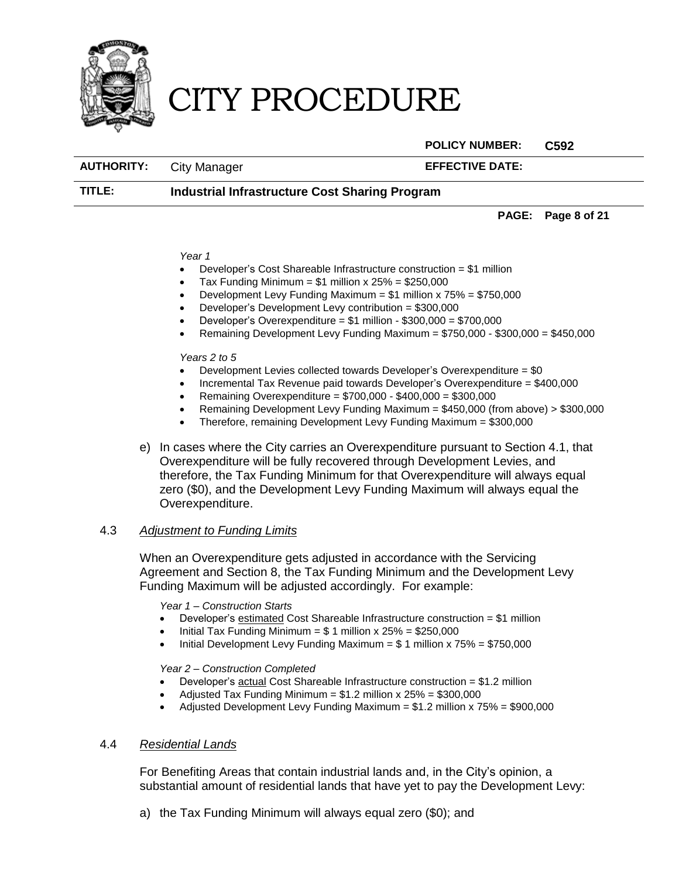*Year 1*

- Developer's Cost Shareable Infrastructure construction = $1 million
- Tax Funding Minimum = $1 million x 25% = $250,000
- Development Levy Funding Maximum = $1 million x 75% = $750,000
- Developer's Development Levy contribution = $300,000
- Developer's Overexpenditure = $1 million - $300,000 = $700,000
- Remaining Development Levy Funding Maximum = $750,000 - $300,000 = $450,000

*Years 2 to 5*

- Development Levies collected towards Developer's Overexpenditure = $0
- Incremental Tax Revenue paid towards Developer's Overexpenditure = $400,000
- Remaining Overexpenditure = $700,000 - $400,000 = $300,000
- Remaining Development Levy Funding Maximum = $450,000 (from above) > $300,000
- Therefore, remaining Development Levy Funding Maximum = $300,000

e) In cases where the City carries an Overexpenditure pursuant to Section 4.1, that Overexpenditure will be fully recovered through Development Levies, and therefore, the Tax Funding Minimum for that Overexpenditure will always equal zero ($0), and the Development Levy Funding Maximum will always equal the Overexpenditure.

4.3 *Adjustment to Funding Limits*

When an Overexpenditure gets adjusted in accordance with the Servicing Agreement and Section 8, the Tax Funding Minimum and the Development Levy Funding Maximum will be adjusted accordingly. For example:

*Year 1 – Construction Starts*

- Developer's estimated Cost Shareable Infrastructure construction = $1 million
- Initial Tax Funding Minimum = $ 1 million x 25% = $250,000
- Initial Development Levy Funding Maximum = $ 1 million x 75% = $750,000

*Year 2 – Construction Completed*

- Developer's actual Cost Shareable Infrastructure construction = $1.2 million
- Adjusted Tax Funding Minimum = $1.2 million x 25% = $300,000
- Adjusted Development Levy Funding Maximum = $1.2 million x 75% = $900,000

4.4 *Residential Lands*

For Benefiting Areas that contain industrial lands and, in the City's opinion, a substantial amount of residential lands that have yet to pay the Development Levy:

a) the Tax Funding Minimum will always equal zero ($0); and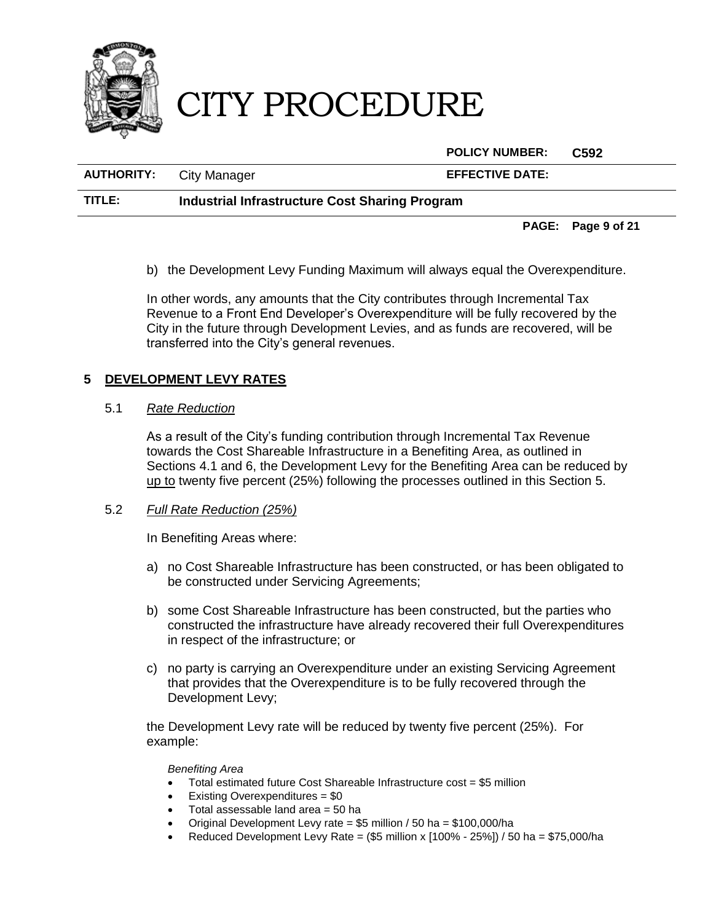b) the Development Levy Funding Maximum will always equal the Overexpenditure.

In other words, any amounts that the City contributes through Incremental Tax Revenue to a Front End Developer's Overexpenditure will be fully recovered by the City in the future through Development Levies, and as funds are recovered, will be transferred into the City's general revenues.

## 5 DEVELOPMENT LEVY RATES

### 5.1 *Rate Reduction*

As a result of the City's funding contribution through Incremental Tax Revenue towards the Cost Shareable Infrastructure in a Benefiting Area, as outlined in Sections 4.1 and 6, the Development Levy for the Benefiting Area can be reduced by up to twenty five percent (25%) following the processes outlined in this Section 5.

### 5.2 *Full Rate Reduction (25%)*

In Benefiting Areas where:

a) no Cost Shareable Infrastructure has been constructed, or has been obligated to be constructed under Servicing Agreements;

b) some Cost Shareable Infrastructure has been constructed, but the parties who constructed the infrastructure have already recovered their full Overexpenditures in respect of the infrastructure; or

c) no party is carrying an Overexpenditure under an existing Servicing Agreement that provides that the Overexpenditure is to be fully recovered through the Development Levy;

the Development Levy rate will be reduced by twenty five percent (25%). For example:

*Benefiting Area*

- Total estimated future Cost Shareable Infrastructure cost = $5 million
- Existing Overexpenditures = $0
- Total assessable land area = 50 ha
- Original Development Levy rate = $5 million / 50 ha = $100,000/ha
- Reduced Development Levy Rate = ($5 million x [100% - 25%]) / 50 ha = $75,000/ha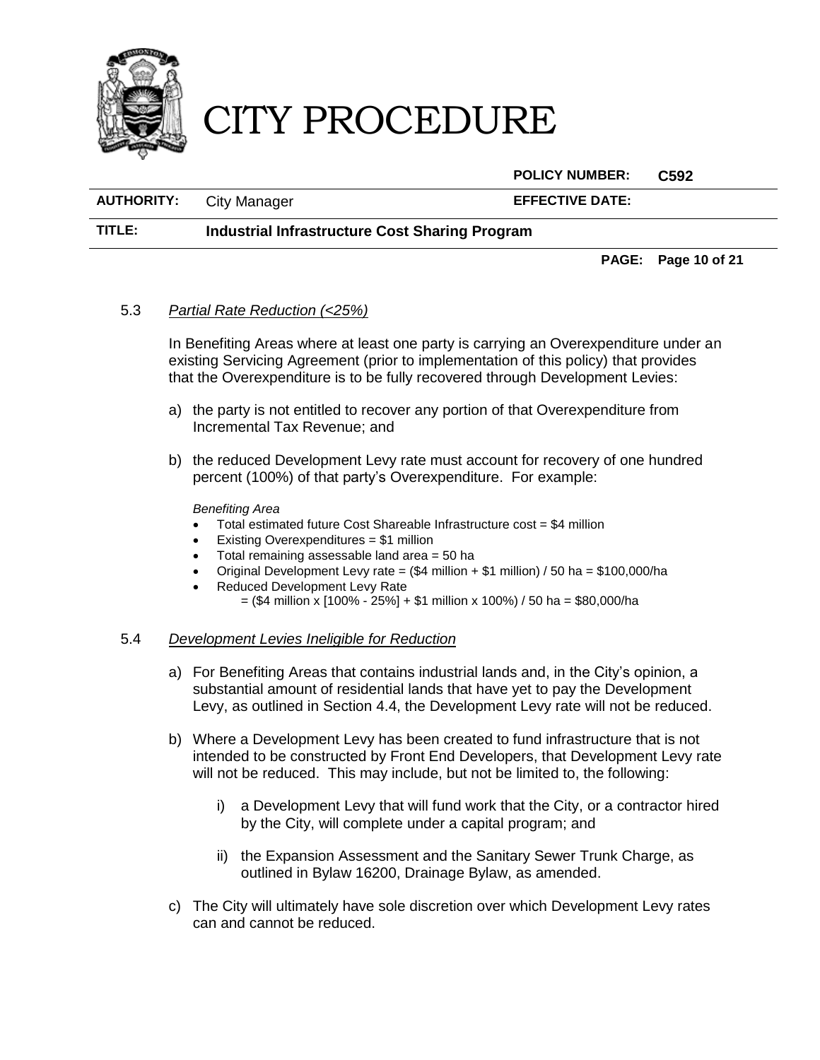5.3 *Partial Rate Reduction (<25%)*

In Benefiting Areas where at least one party is carrying an Overexpenditure under an existing Servicing Agreement (prior to implementation of this policy) that provides that the Overexpenditure is to be fully recovered through Development Levies:

a) the party is not entitled to recover any portion of that Overexpenditure from Incremental Tax Revenue; and

b) the reduced Development Levy rate must account for recovery of one hundred percent (100%) of that party's Overexpenditure. For example:

*Benefiting Area*

- Total estimated future Cost Shareable Infrastructure cost = $4 million
- Existing Overexpenditures = $1 million
- Total remaining assessable land area = 50 ha
- Original Development Levy rate = ($4 million + $1 million) / 50 ha = $100,000/ha
- Reduced Development Levy Rate
  = ($4 million x [100% - 25%] + $1 million x 100%) / 50 ha = $80,000/ha

5.4 *Development Levies Ineligible for Reduction*

a) For Benefiting Areas that contains industrial lands and, in the City's opinion, a substantial amount of residential lands that have yet to pay the Development Levy, as outlined in Section 4.4, the Development Levy rate will not be reduced.

b) Where a Development Levy has been created to fund infrastructure that is not intended to be constructed by Front End Developers, that Development Levy rate will not be reduced. This may include, but not be limited to, the following:

   i) a Development Levy that will fund work that the City, or a contractor hired by the City, will complete under a capital program; and

   ii) the Expansion Assessment and the Sanitary Sewer Trunk Charge, as outlined in Bylaw 16200, Drainage Bylaw, as amended.

c) The City will ultimately have sole discretion over which Development Levy rates can and cannot be reduced.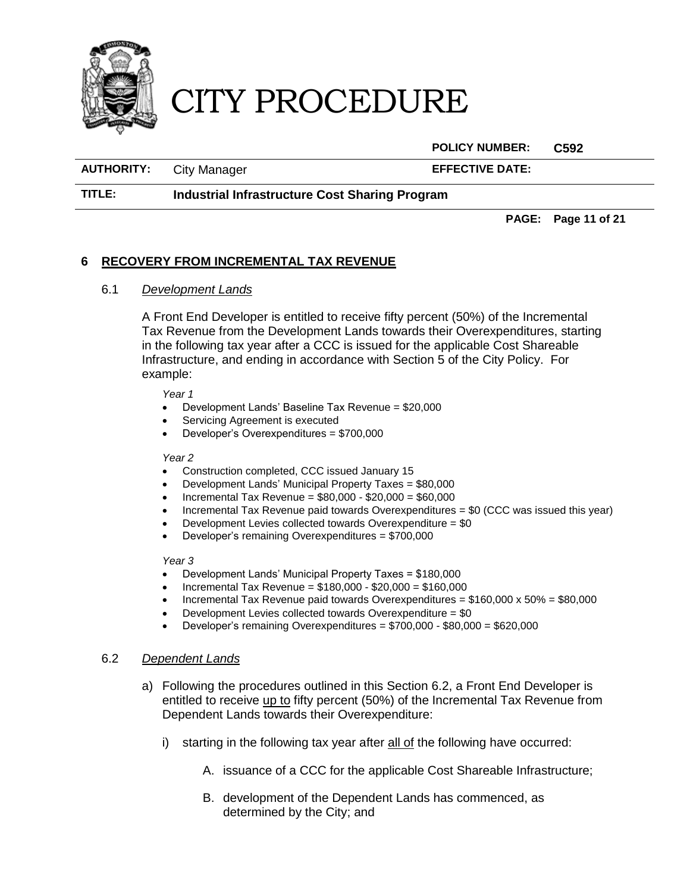## 6 RECOVERY FROM INCREMENTAL TAX REVENUE

6.1 *Development Lands*

A Front End Developer is entitled to receive fifty percent (50%) of the Incremental Tax Revenue from the Development Lands towards their Overexpenditures, starting in the following tax year after a CCC is issued for the applicable Cost Shareable Infrastructure, and ending in accordance with Section 5 of the City Policy. For example:

*Year 1*

- Development Lands' Baseline Tax Revenue = $20,000
- Servicing Agreement is executed
- Developer's Overexpenditures = $700,000

*Year 2*

- Construction completed, CCC issued January 15
- Development Lands' Municipal Property Taxes = $80,000
- Incremental Tax Revenue = $80,000 - $20,000 = $60,000
- Incremental Tax Revenue paid towards Overexpenditures = $0 (CCC was issued this year)
- Development Levies collected towards Overexpenditure = $0
- Developer's remaining Overexpenditures = $700,000

*Year 3*

- Development Lands' Municipal Property Taxes = $180,000
- Incremental Tax Revenue = $180,000 - $20,000 = $160,000
- Incremental Tax Revenue paid towards Overexpenditures = $160,000 x 50% = $80,000
- Development Levies collected towards Overexpenditure = $0
- Developer's remaining Overexpenditures = $700,000 - $80,000 = $620,000

6.2 *Dependent Lands*

a) Following the procedures outlined in this Section 6.2, a Front End Developer is entitled to receive up to fifty percent (50%) of the Incremental Tax Revenue from Dependent Lands towards their Overexpenditure:

   i) starting in the following tax year after all of the following have occurred:

      A. issuance of a CCC for the applicable Cost Shareable Infrastructure;

      B. development of the Dependent Lands has commenced, as determined by the City; and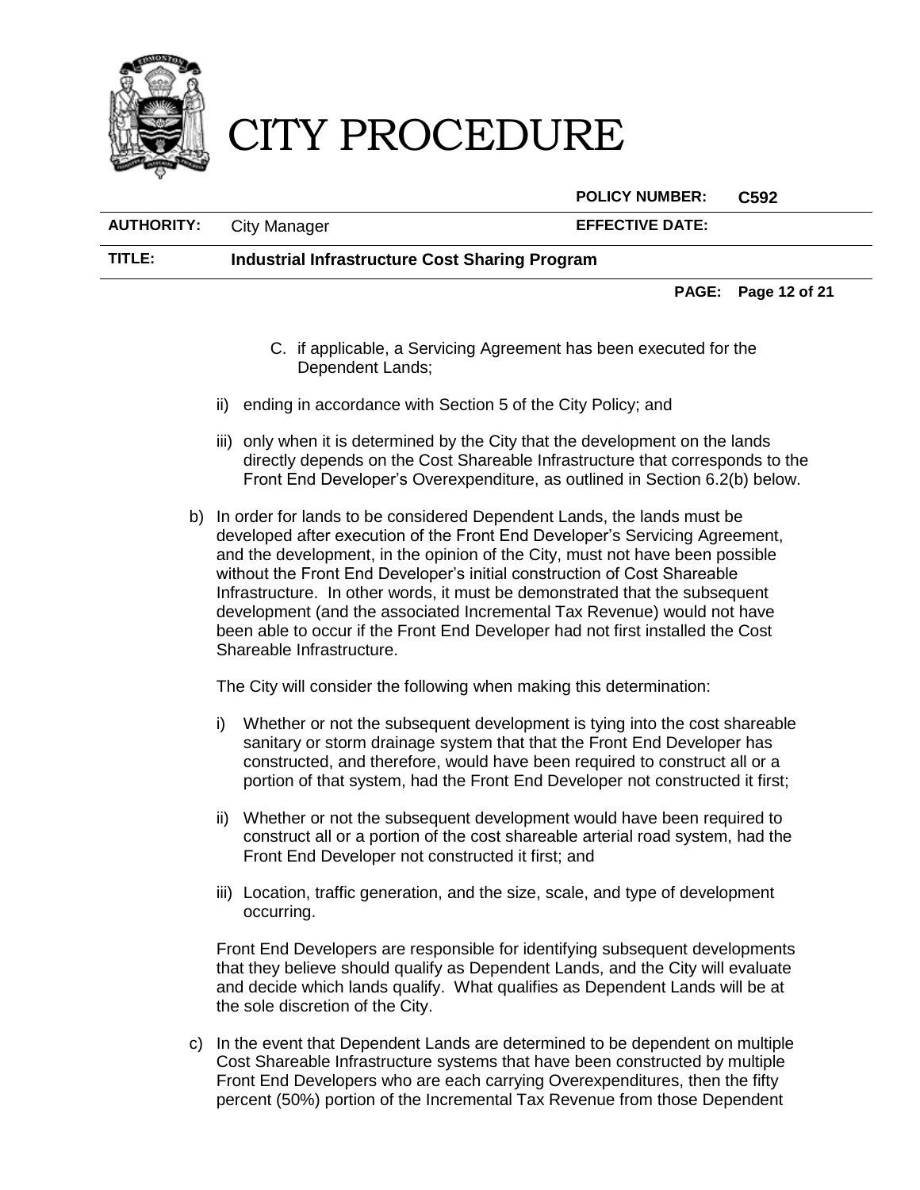C. if applicable, a Servicing Agreement has been executed for the Dependent Lands;

ii) ending in accordance with Section 5 of the City Policy; and

iii) only when it is determined by the City that the development on the lands directly depends on the Cost Shareable Infrastructure that corresponds to the Front End Developer's Overexpenditure, as outlined in Section 6.2(b) below.

b) In order for lands to be considered Dependent Lands, the lands must be developed after execution of the Front End Developer's Servicing Agreement, and the development, in the opinion of the City, must not have been possible without the Front End Developer's initial construction of Cost Shareable Infrastructure. In other words, it must be demonstrated that the subsequent development (and the associated Incremental Tax Revenue) would not have been able to occur if the Front End Developer had not first installed the Cost Shareable Infrastructure.

The City will consider the following when making this determination:

i) Whether or not the subsequent development is tying into the cost shareable sanitary or storm drainage system that that the Front End Developer has constructed, and therefore, would have been required to construct all or a portion of that system, had the Front End Developer not constructed it first;

ii) Whether or not the subsequent development would have been required to construct all or a portion of the cost shareable arterial road system, had the Front End Developer not constructed it first; and

iii) Location, traffic generation, and the size, scale, and type of development occurring.

Front End Developers are responsible for identifying subsequent developments that they believe should qualify as Dependent Lands, and the City will evaluate and decide which lands qualify. What qualifies as Dependent Lands will be at the sole discretion of the City.

c) In the event that Dependent Lands are determined to be dependent on multiple Cost Shareable Infrastructure systems that have been constructed by multiple Front End Developers who are each carrying Overexpenditures, then the fifty percent (50%) portion of the Incremental Tax Revenue from those Dependent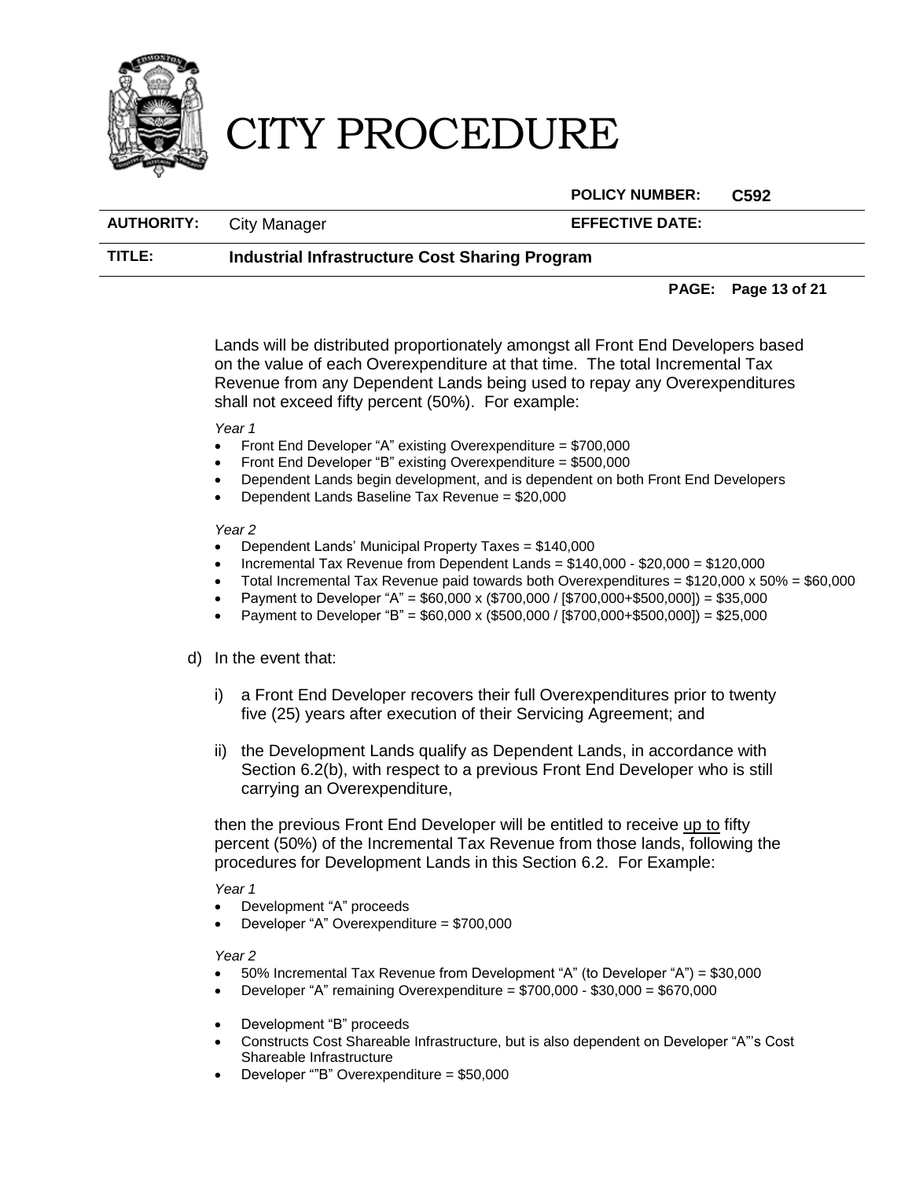Lands will be distributed proportionately amongst all Front End Developers based on the value of each Overexpenditure at that time. The total Incremental Tax Revenue from any Dependent Lands being used to repay any Overexpenditures shall not exceed fifty percent (50%). For example:

*Year 1*

- Front End Developer "A" existing Overexpenditure = $700,000
- Front End Developer "B" existing Overexpenditure = $500,000
- Dependent Lands begin development, and is dependent on both Front End Developers
- Dependent Lands Baseline Tax Revenue = $20,000

*Year 2*

- Dependent Lands' Municipal Property Taxes = $140,000
- Incremental Tax Revenue from Dependent Lands = $140,000 - $20,000 = $120,000
- Total Incremental Tax Revenue paid towards both Overexpenditures = $120,000 x 50% = $60,000
- Payment to Developer "A" = $60,000 x ($700,000 / [$700,000+$500,000]) = $35,000
- Payment to Developer "B" = $60,000 x ($500,000 / [$700,000+$500,000]) = $25,000

d) In the event that:

   i) a Front End Developer recovers their full Overexpenditures prior to twenty five (25) years after execution of their Servicing Agreement; and

   ii) the Development Lands qualify as Dependent Lands, in accordance with Section 6.2(b), with respect to a previous Front End Developer who is still carrying an Overexpenditure,

   then the previous Front End Developer will be entitled to receive <u>up to</u> fifty percent (50%) of the Incremental Tax Revenue from those lands, following the procedures for Development Lands in this Section 6.2. For Example:

*Year 1*

- Development "A" proceeds
- Developer "A" Overexpenditure = $700,000

*Year 2*

- 50% Incremental Tax Revenue from Development "A" (to Developer "A") = $30,000
- Developer "A" remaining Overexpenditure = $700,000 - $30,000 = $670,000

- Development "B" proceeds
- Constructs Cost Shareable Infrastructure, but is also dependent on Developer "A"'s Cost Shareable Infrastructure
- Developer ""B" Overexpenditure = $50,000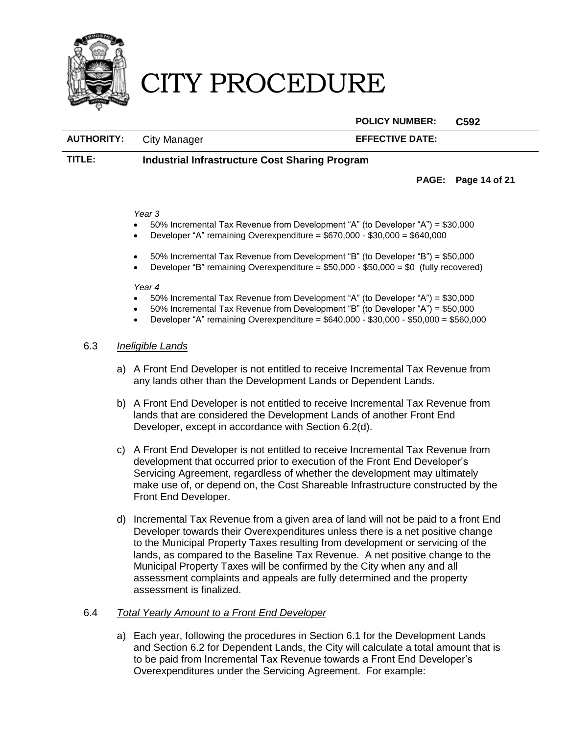*Year 3*

- 50% Incremental Tax Revenue from Development “A” (to Developer “A”) = $30,000
- Developer “A” remaining Overexpenditure = $670,000 - $30,000 = $640,000

- 50% Incremental Tax Revenue from Development “B” (to Developer “B”) = $50,000
- Developer “B” remaining Overexpenditure = $50,000 - $50,000 = $0 (fully recovered)

*Year 4*

- 50% Incremental Tax Revenue from Development “A” (to Developer “A”) = $30,000
- 50% Incremental Tax Revenue from Development “B” (to Developer “A”) = $50,000
- Developer “A” remaining Overexpenditure = $640,000 - $30,000 - $50,000 = $560,000

6.3 *Ineligible Lands*

a) A Front End Developer is not entitled to receive Incremental Tax Revenue from any lands other than the Development Lands or Dependent Lands.

b) A Front End Developer is not entitled to receive Incremental Tax Revenue from lands that are considered the Development Lands of another Front End Developer, except in accordance with Section 6.2(d).

c) A Front End Developer is not entitled to receive Incremental Tax Revenue from development that occurred prior to execution of the Front End Developer’s Servicing Agreement, regardless of whether the development may ultimately make use of, or depend on, the Cost Shareable Infrastructure constructed by the Front End Developer.

d) Incremental Tax Revenue from a given area of land will not be paid to a front End Developer towards their Overexpenditures unless there is a net positive change to the Municipal Property Taxes resulting from development or servicing of the lands, as compared to the Baseline Tax Revenue. A net positive change to the Municipal Property Taxes will be confirmed by the City when any and all assessment complaints and appeals are fully determined and the property assessment is finalized.

6.4 *Total Yearly Amount to a Front End Developer*

a) Each year, following the procedures in Section 6.1 for the Development Lands and Section 6.2 for Dependent Lands, the City will calculate a total amount that is to be paid from Incremental Tax Revenue towards a Front End Developer’s Overexpenditures under the Servicing Agreement. For example: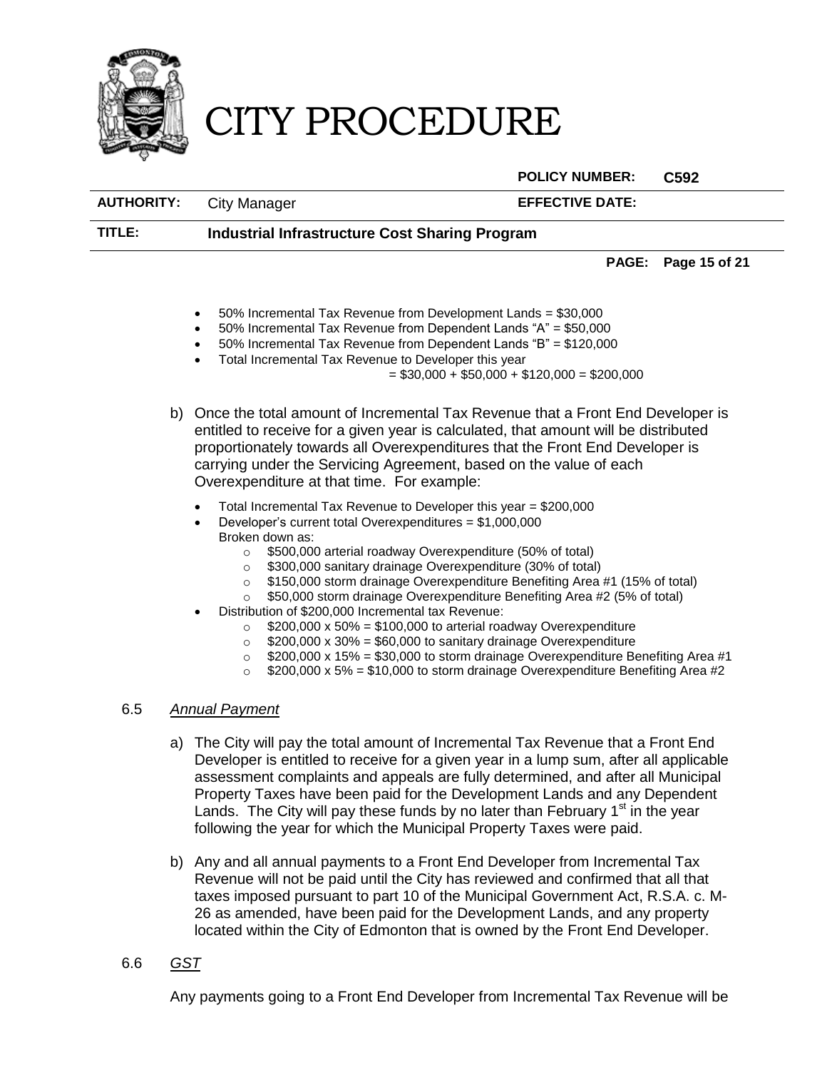- 50% Incremental Tax Revenue from Development Lands = $30,000
- 50% Incremental Tax Revenue from Dependent Lands “A” = $50,000
- 50% Incremental Tax Revenue from Dependent Lands “B” = $120,000
- Total Incremental Tax Revenue to Developer this year
  = $30,000 + $50,000 + $120,000 = $200,000

b) Once the total amount of Incremental Tax Revenue that a Front End Developer is entitled to receive for a given year is calculated, that amount will be distributed proportionately towards all Overexpenditures that the Front End Developer is carrying under the Servicing Agreement, based on the value of each Overexpenditure at that time. For example:

- Total Incremental Tax Revenue to Developer this year = $200,000
- Developer’s current total Overexpenditures = $1,000,000
  Broken down as:
  - $500,000 arterial roadway Overexpenditure (50% of total)
  - $300,000 sanitary drainage Overexpenditure (30% of total)
  - $150,000 storm drainage Overexpenditure Benefiting Area #1 (15% of total)
  - $50,000 storm drainage Overexpenditure Benefiting Area #2 (5% of total)
- Distribution of $200,000 Incremental tax Revenue:
  - $200,000 x 50% = $100,000 to arterial roadway Overexpenditure
  - $200,000 x 30% = $60,000 to sanitary drainage Overexpenditure
  - $200,000 x 15% = $30,000 to storm drainage Overexpenditure Benefiting Area #1
  - $200,000 x 5% = $10,000 to storm drainage Overexpenditure Benefiting Area #2

6.5 *Annual Payment*

a) The City will pay the total amount of Incremental Tax Revenue that a Front End Developer is entitled to receive for a given year in a lump sum, after all applicable assessment complaints and appeals are fully determined, and after all Municipal Property Taxes have been paid for the Development Lands and any Dependent Lands. The City will pay these funds by no later than February 1st in the year following the year for which the Municipal Property Taxes were paid.

b) Any and all annual payments to a Front End Developer from Incremental Tax Revenue will not be paid until the City has reviewed and confirmed that all that taxes imposed pursuant to part 10 of the Municipal Government Act, R.S.A. c. M-26 as amended, have been paid for the Development Lands, and any property located within the City of Edmonton that is owned by the Front End Developer.

6.6 *GST*

Any payments going to a Front End Developer from Incremental Tax Revenue will be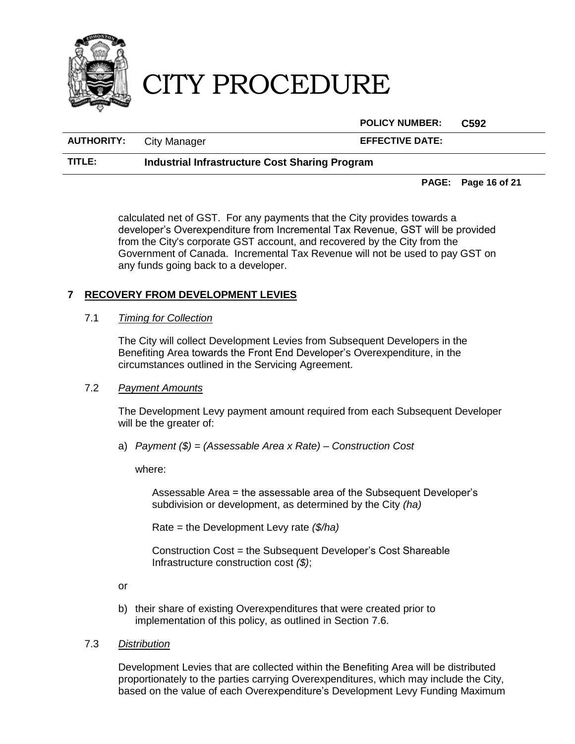calculated net of GST. For any payments that the City provides towards a developer's Overexpenditure from Incremental Tax Revenue, GST will be provided from the City's corporate GST account, and recovered by the City from the Government of Canada. Incremental Tax Revenue will not be used to pay GST on any funds going back to a developer.

## 7 RECOVERY FROM DEVELOPMENT LEVIES

### 7.1 *Timing for Collection*

The City will collect Development Levies from Subsequent Developers in the Benefiting Area towards the Front End Developer's Overexpenditure, in the circumstances outlined in the Servicing Agreement.

### 7.2 *Payment Amounts*

The Development Levy payment amount required from each Subsequent Developer will be the greater of:

a) *Payment ($) = (Assessable Area x Rate) – Construction Cost*

   where:

   Assessable Area = the assessable area of the Subsequent Developer's subdivision or development, as determined by the City *(ha)*

   Rate = the Development Levy rate *($/ha)*

   Construction Cost = the Subsequent Developer's Cost Shareable Infrastructure construction cost *($)*;

or

b) their share of existing Overexpenditures that were created prior to implementation of this policy, as outlined in Section 7.6.

### 7.3 *Distribution*

Development Levies that are collected within the Benefiting Area will be distributed proportionately to the parties carrying Overexpenditures, which may include the City, based on the value of each Overexpenditure's Development Levy Funding Maximum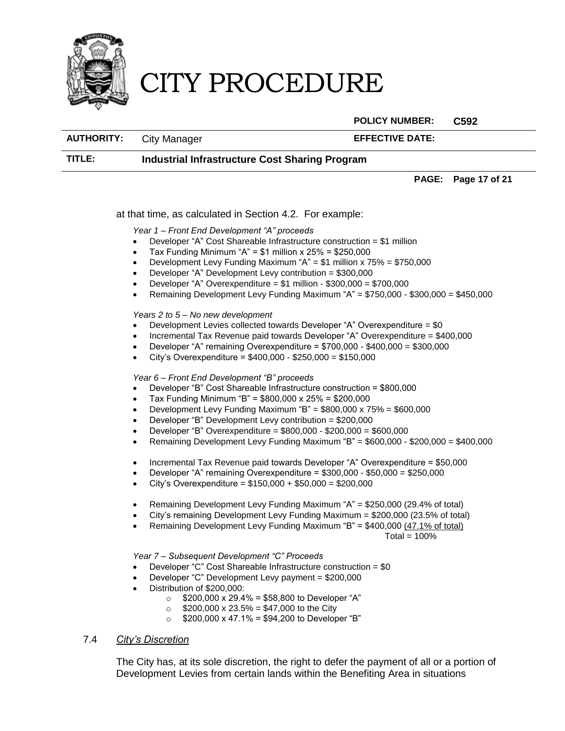at that time, as calculated in Section 4.2. For example:

*Year 1 – Front End Development "A" proceeds*

- Developer "A" Cost Shareable Infrastructure construction = $1 million
- Tax Funding Minimum "A" = $1 million x 25% = $250,000
- Development Levy Funding Maximum "A" = $1 million x 75% = $750,000
- Developer "A" Development Levy contribution = $300,000
- Developer "A" Overexpenditure = $1 million - $300,000 = $700,000
- Remaining Development Levy Funding Maximum "A" = $750,000 - $300,000 = $450,000

*Years 2 to 5 – No new development*

- Development Levies collected towards Developer "A" Overexpenditure = $0
- Incremental Tax Revenue paid towards Developer "A" Overexpenditure = $400,000
- Developer "A" remaining Overexpenditure = $700,000 - $400,000 = $300,000
- City's Overexpenditure = $400,000 - $250,000 = $150,000

*Year 6 – Front End Development "B" proceeds*

- Developer "B" Cost Shareable Infrastructure construction = $800,000
- Tax Funding Minimum "B" = $800,000 x 25% = $200,000
- Development Levy Funding Maximum "B" = $800,000 x 75% = $600,000
- Developer "B" Development Levy contribution = $200,000
- Developer "B" Overexpenditure = $800,000 - $200,000 = $600,000
- Remaining Development Levy Funding Maximum "B" = $600,000 - $200,000 = $400,000

- Incremental Tax Revenue paid towards Developer "A" Overexpenditure = $50,000
- Developer "A" remaining Overexpenditure = $300,000 - $50,000 = $250,000
- City's Overexpenditure = $150,000 + $50,000 = $200,000

- Remaining Development Levy Funding Maximum "A" = $250,000 (29.4% of total)
- City's remaining Development Levy Funding Maximum = $200,000 (23.5% of total)
- Remaining Development Levy Funding Maximum "B" = $400,000 <u>(47.1% of total)</u>

  Total = 100%

*Year 7 – Subsequent Development "C" Proceeds*

- Developer "C" Cost Shareable Infrastructure construction = $0
- Developer "C" Development Levy payment = $200,000
- Distribution of $200,000:
  - $200,000 x 29.4% = $58,800 to Developer "A"
  - $200,000 x 23.5% = $47,000 to the City
  - $200,000 x 47.1% = $94,200 to Developer "B"

7.4 <u>*City's Discretion*</u>

The City has, at its sole discretion, the right to defer the payment of all or a portion of Development Levies from certain lands within the Benefiting Area in situations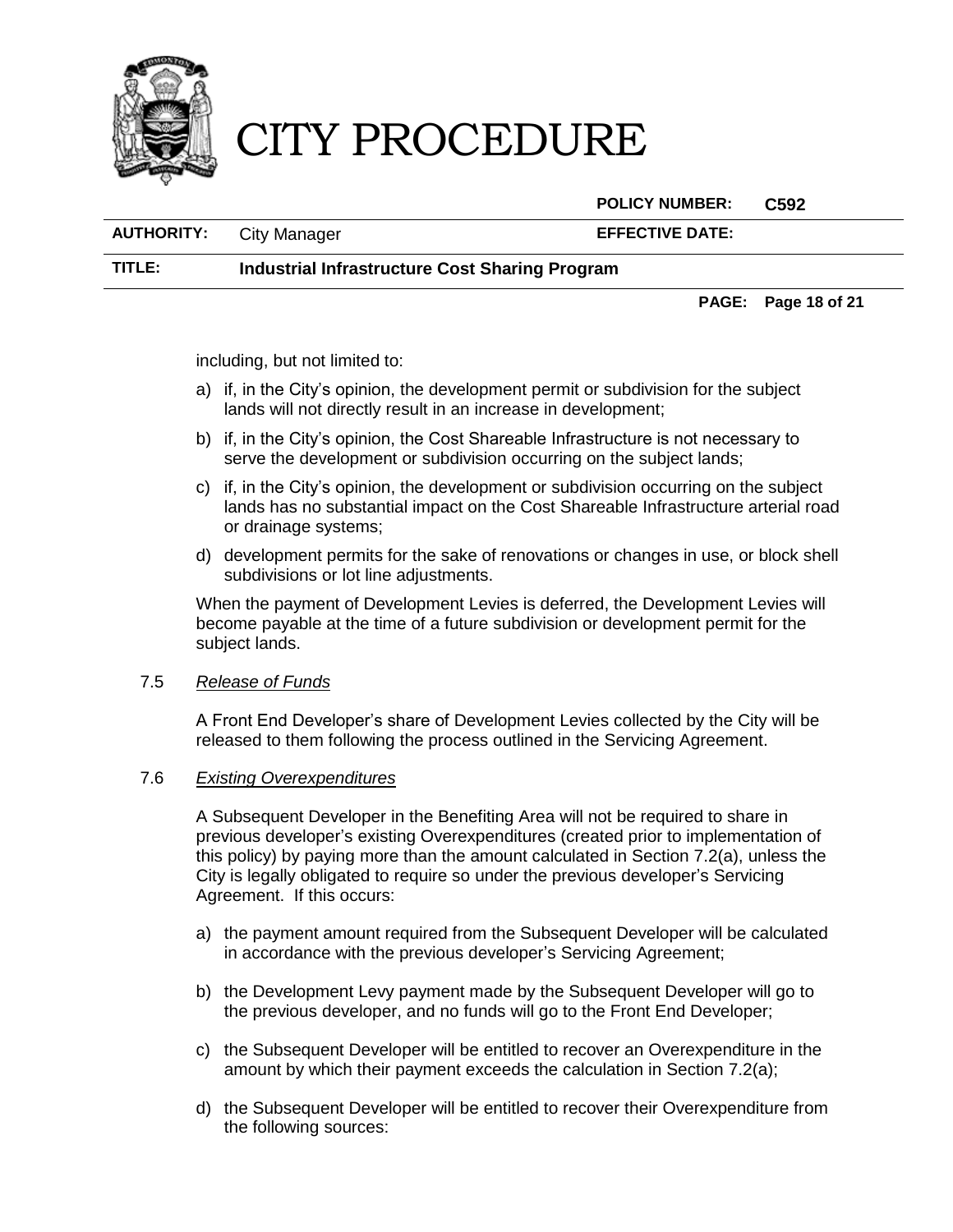including, but not limited to:

a) if, in the City's opinion, the development permit or subdivision for the subject lands will not directly result in an increase in development;

b) if, in the City's opinion, the Cost Shareable Infrastructure is not necessary to serve the development or subdivision occurring on the subject lands;

c) if, in the City's opinion, the development or subdivision occurring on the subject lands has no substantial impact on the Cost Shareable Infrastructure arterial road or drainage systems;

d) development permits for the sake of renovations or changes in use, or block shell subdivisions or lot line adjustments.

When the payment of Development Levies is deferred, the Development Levies will become payable at the time of a future subdivision or development permit for the subject lands.

7.5 *Release of Funds*

A Front End Developer's share of Development Levies collected by the City will be released to them following the process outlined in the Servicing Agreement.

7.6 *Existing Overexpenditures*

A Subsequent Developer in the Benefiting Area will not be required to share in previous developer's existing Overexpenditures (created prior to implementation of this policy) by paying more than the amount calculated in Section 7.2(a), unless the City is legally obligated to require so under the previous developer's Servicing Agreement. If this occurs:

a) the payment amount required from the Subsequent Developer will be calculated in accordance with the previous developer's Servicing Agreement;

b) the Development Levy payment made by the Subsequent Developer will go to the previous developer, and no funds will go to the Front End Developer;

c) the Subsequent Developer will be entitled to recover an Overexpenditure in the amount by which their payment exceeds the calculation in Section 7.2(a);

d) the Subsequent Developer will be entitled to recover their Overexpenditure from the following sources: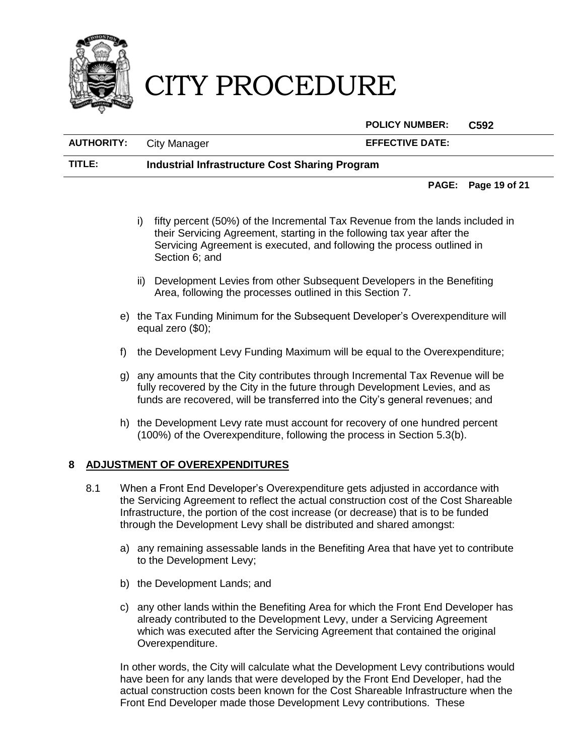i) fifty percent (50%) of the Incremental Tax Revenue from the lands included in their Servicing Agreement, starting in the following tax year after the Servicing Agreement is executed, and following the process outlined in Section 6; and

ii) Development Levies from other Subsequent Developers in the Benefiting Area, following the processes outlined in this Section 7.

e) the Tax Funding Minimum for the Subsequent Developer's Overexpenditure will equal zero ($0);

f) the Development Levy Funding Maximum will be equal to the Overexpenditure;

g) any amounts that the City contributes through Incremental Tax Revenue will be fully recovered by the City in the future through Development Levies, and as funds are recovered, will be transferred into the City's general revenues; and

h) the Development Levy rate must account for recovery of one hundred percent (100%) of the Overexpenditure, following the process in Section 5.3(b).

## 8 ADJUSTMENT OF OVEREXPENDITURES

8.1 When a Front End Developer's Overexpenditure gets adjusted in accordance with the Servicing Agreement to reflect the actual construction cost of the Cost Shareable Infrastructure, the portion of the cost increase (or decrease) that is to be funded through the Development Levy shall be distributed and shared amongst:

a) any remaining assessable lands in the Benefiting Area that have yet to contribute to the Development Levy;

b) the Development Lands; and

c) any other lands within the Benefiting Area for which the Front End Developer has already contributed to the Development Levy, under a Servicing Agreement which was executed after the Servicing Agreement that contained the original Overexpenditure.

In other words, the City will calculate what the Development Levy contributions would have been for any lands that were developed by the Front End Developer, had the actual construction costs been known for the Cost Shareable Infrastructure when the Front End Developer made those Development Levy contributions. These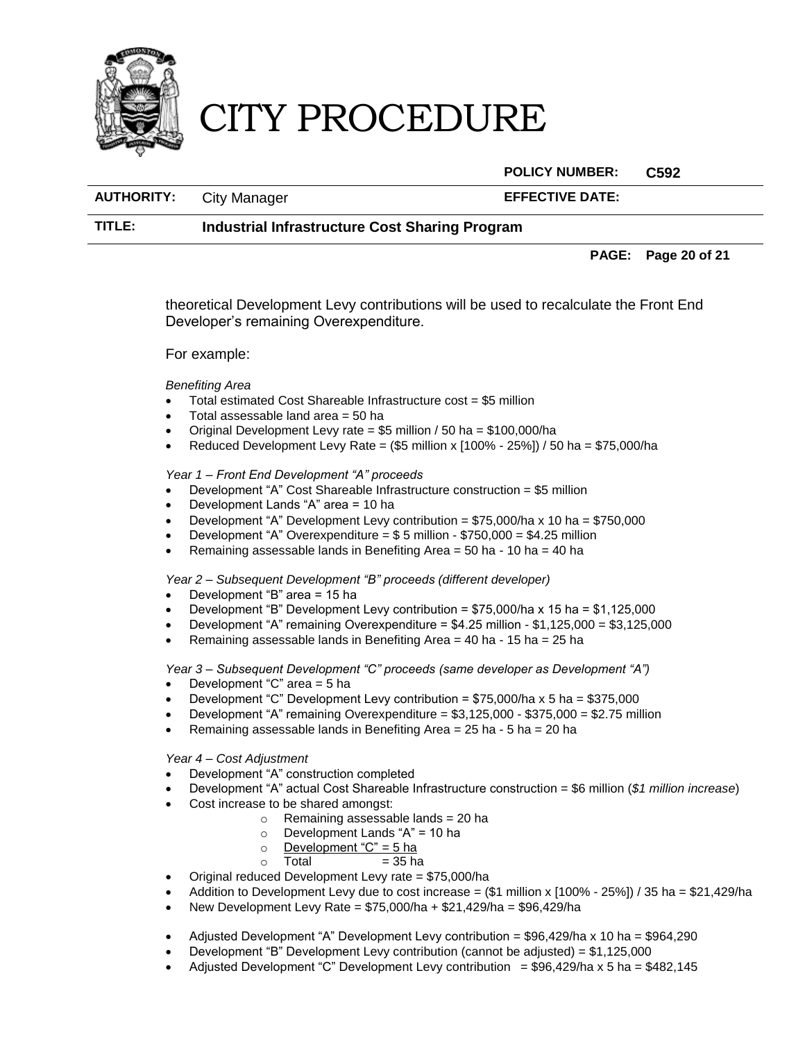theoretical Development Levy contributions will be used to recalculate the Front End Developer's remaining Overexpenditure.

For example:

*Benefiting Area*

- Total estimated Cost Shareable Infrastructure cost = $5 million
- Total assessable land area = 50 ha
- Original Development Levy rate = $5 million / 50 ha = $100,000/ha
- Reduced Development Levy Rate = ($5 million x [100% - 25%]) / 50 ha = $75,000/ha

*Year 1 – Front End Development "A" proceeds*

- Development "A" Cost Shareable Infrastructure construction = $5 million
- Development Lands "A" area = 10 ha
- Development "A" Development Levy contribution = $75,000/ha x 10 ha = $750,000
- Development "A" Overexpenditure = $ 5 million - $750,000 = $4.25 million
- Remaining assessable lands in Benefiting Area = 50 ha - 10 ha = 40 ha

*Year 2 – Subsequent Development "B" proceeds (different developer)*

- Development "B" area = 15 ha
- Development "B" Development Levy contribution = $75,000/ha x 15 ha = $1,125,000
- Development "A" remaining Overexpenditure = $4.25 million - $1,125,000 = $3,125,000
- Remaining assessable lands in Benefiting Area = 40 ha - 15 ha = 25 ha

*Year 3 – Subsequent Development "C" proceeds (same developer as Development "A")*

- Development "C" area = 5 ha
- Development "C" Development Levy contribution = $75,000/ha x 5 ha = $375,000
- Development "A" remaining Overexpenditure = $3,125,000 - $375,000 = $2.75 million
- Remaining assessable lands in Benefiting Area = 25 ha - 5 ha = 20 ha

*Year 4 – Cost Adjustment*

- Development "A" construction completed
- Development "A" actual Cost Shareable Infrastructure construction = $6 million (*$1 million increase*)
- Cost increase to be shared amongst:
  - Remaining assessable lands = 20 ha
  - Development Lands "A" = 10 ha
  - <u>Development "C" = 5 ha</u>
  - Total = 35 ha
- Original reduced Development Levy rate = $75,000/ha
- Addition to Development Levy due to cost increase = ($1 million x [100% - 25%]) / 35 ha = $21,429/ha
- New Development Levy Rate = $75,000/ha + $21,429/ha = $96,429/ha

- Adjusted Development "A" Development Levy contribution = $96,429/ha x 10 ha = $964,290
- Development "B" Development Levy contribution (cannot be adjusted) = $1,125,000
- Adjusted Development "C" Development Levy contribution = $96,429/ha x 5 ha = $482,145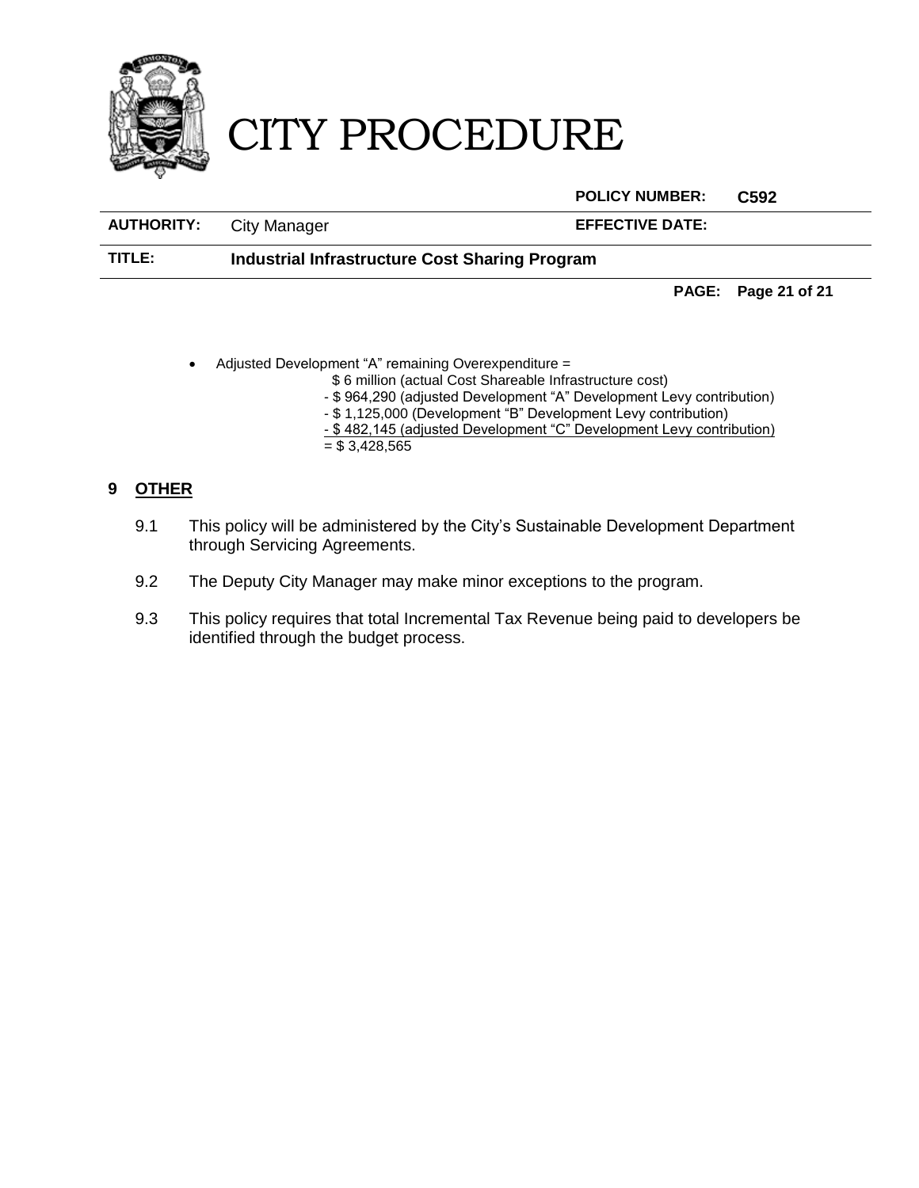- Adjusted Development "A" remaining Overexpenditure =
  $ 6 million (actual Cost Shareable Infrastructure cost)
  - $ 964,290 (adjusted Development "A" Development Levy contribution)
  - $ 1,125,000 (Development "B" Development Levy contribution)
  - $ 482,145 (adjusted Development "C" Development Levy contribution)
  = $ 3,428,565

## 9 OTHER

9.1 This policy will be administered by the City's Sustainable Development Department through Servicing Agreements.

9.2 The Deputy City Manager may make minor exceptions to the program.

9.3 This policy requires that total Incremental Tax Revenue being paid to developers be identified through the budget process.